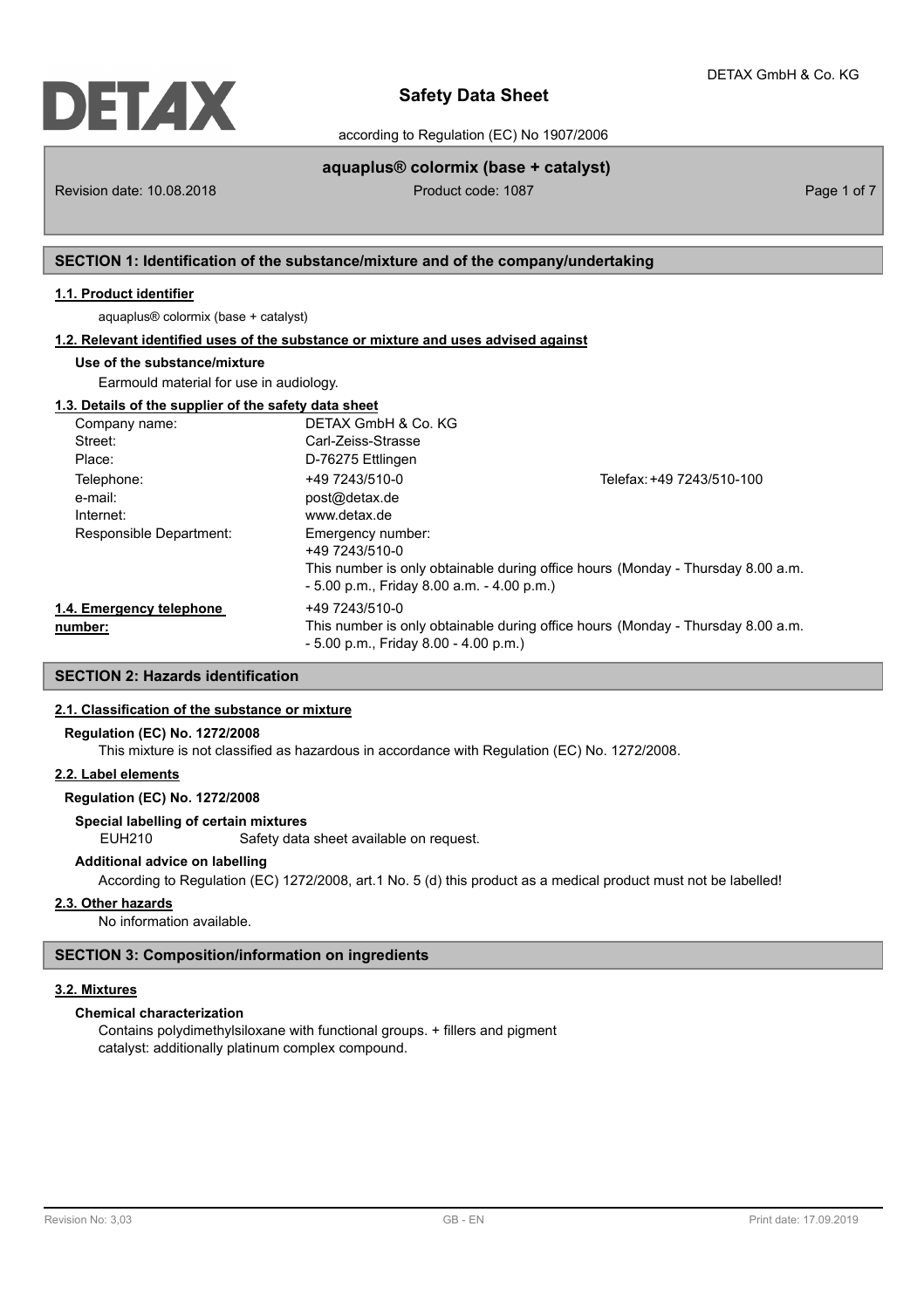# Safety Data Sheet

according to Regulation (EC) No 1907/2006

**aquaplus® colormix (base + catalyst)**

Revision date: 10.08.2018 Product code: 1087

## SECTION 1: Identification of the substance/mixture and of the company/undertaking

### 1.1. Product identifier

aquaplus® colormix (base + catalyst)

### 1.2. Relevant identified uses of the substance or mixture and uses advised against

**Use of the substance/mixture**

Earmould material for use in audiology.

### 1.3. Details of the supplier of the safety data sheet

| | | |
|---|---|---|
| Company name: | DETAX GmbH & Co. KG | |
| Street: | Carl-Zeiss-Strasse | |
| Place: | D-76275 Ettlingen | |
| Telephone: | +49 7243/510-0 | Telefax: +49 7243/510-100 |
| e-mail: | post@detax.de | |
| Internet: | www.detax.de | |
| Responsible Department: | Emergency number: +49 7243/510-0 This number is only obtainable during office hours (Monday - Thursday 8.00 a.m. - 5.00 p.m., Friday 8.00 a.m. - 4.00 p.m.) | |

**1.4. Emergency telephone number:** +49 7243/510-0
This number is only obtainable during office hours (Monday - Thursday 8.00 a.m. - 5.00 p.m., Friday 8.00 - 4.00 p.m.)

## SECTION 2: Hazards identification

### 2.1. Classification of the substance or mixture

**Regulation (EC) No. 1272/2008**

This mixture is not classified as hazardous in accordance with Regulation (EC) No. 1272/2008.

### 2.2. Label elements

**Regulation (EC) No. 1272/2008**

**Special labelling of certain mixtures**

EUH210 Safety data sheet available on request.

**Additional advice on labelling**

According to Regulation (EC) 1272/2008, art.1 No. 5 (d) this product as a medical product must not be labelled!

### 2.3. Other hazards

No information available.

## SECTION 3: Composition/information on ingredients

### 3.2. Mixtures

**Chemical characterization**

Contains polydimethylsiloxane with functional groups. + fillers and pigment
catalyst: additionally platinum complex compound.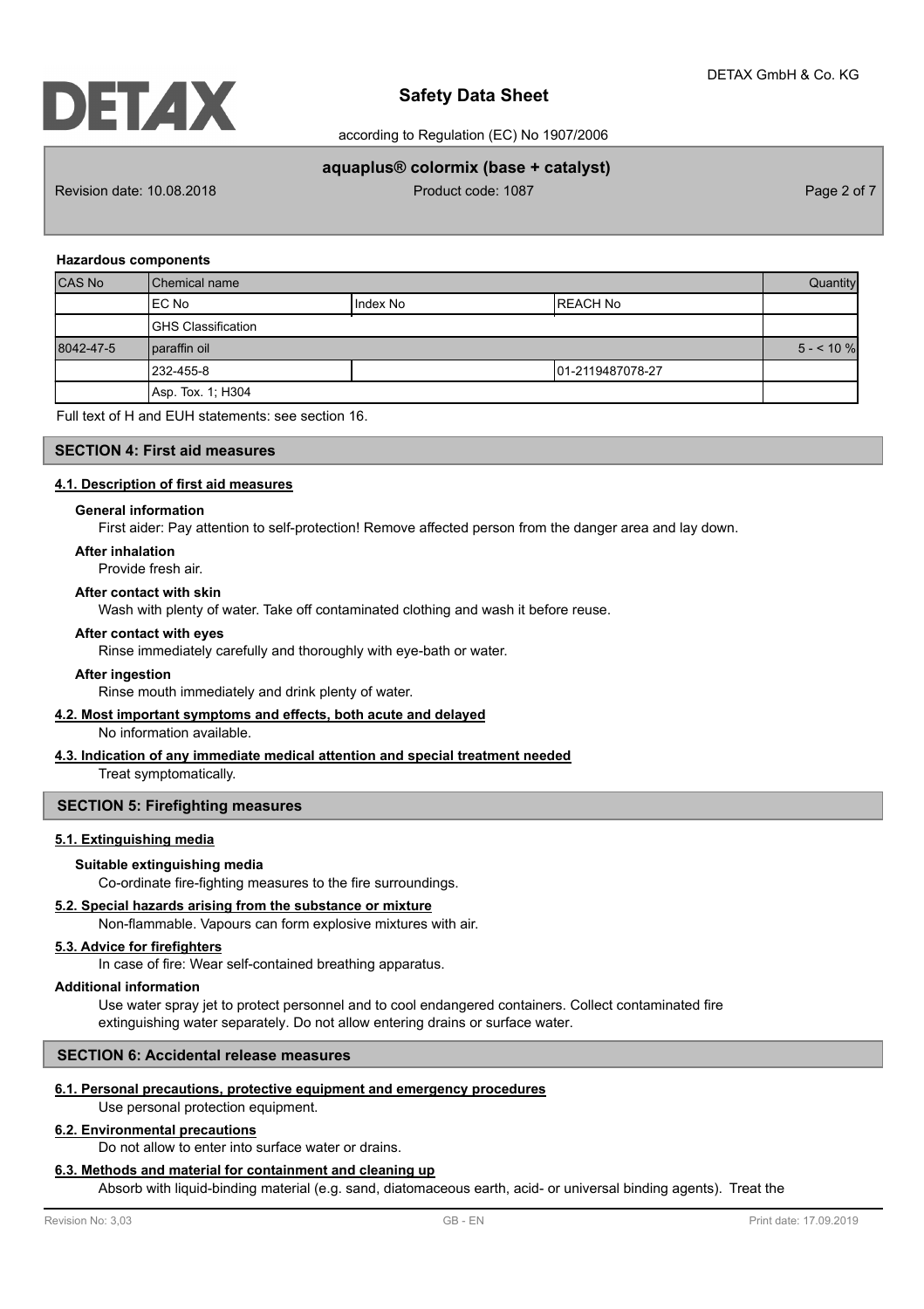#### Hazardous components

| CAS No | Chemical name | | | Quantity |
|---|---|---|---|---|
| | EC No | Index No | REACH No | |
| | GHS Classification | | | |
| 8042-47-5 | paraffin oil | | | 5 - < 10 % |
| | 232-455-8 | | 01-2119487078-27 | |
| | Asp. Tox. 1; H304 | | | |

Full text of H and EUH statements: see section 16.

## SECTION 4: First aid measures

### 4.1. Description of first aid measures

**General information**

First aider: Pay attention to self-protection! Remove affected person from the danger area and lay down.

**After inhalation**

Provide fresh air.

**After contact with skin**

Wash with plenty of water. Take off contaminated clothing and wash it before reuse.

**After contact with eyes**

Rinse immediately carefully and thoroughly with eye-bath or water.

**After ingestion**

Rinse mouth immediately and drink plenty of water.

### 4.2. Most important symptoms and effects, both acute and delayed

No information available.

### 4.3. Indication of any immediate medical attention and special treatment needed

Treat symptomatically.

## SECTION 5: Firefighting measures

### 5.1. Extinguishing media

**Suitable extinguishing media**

Co-ordinate fire-fighting measures to the fire surroundings.

### 5.2. Special hazards arising from the substance or mixture

Non-flammable. Vapours can form explosive mixtures with air.

### 5.3. Advice for firefighters

In case of fire: Wear self-contained breathing apparatus.

**Additional information**

Use water spray jet to protect personnel and to cool endangered containers. Collect contaminated fire extinguishing water separately. Do not allow entering drains or surface water.

## SECTION 6: Accidental release measures

### 6.1. Personal precautions, protective equipment and emergency procedures

Use personal protection equipment.

### 6.2. Environmental precautions

Do not allow to enter into surface water or drains.

### 6.3. Methods and material for containment and cleaning up

Absorb with liquid-binding material (e.g. sand, diatomaceous earth, acid- or universal binding agents). Treat the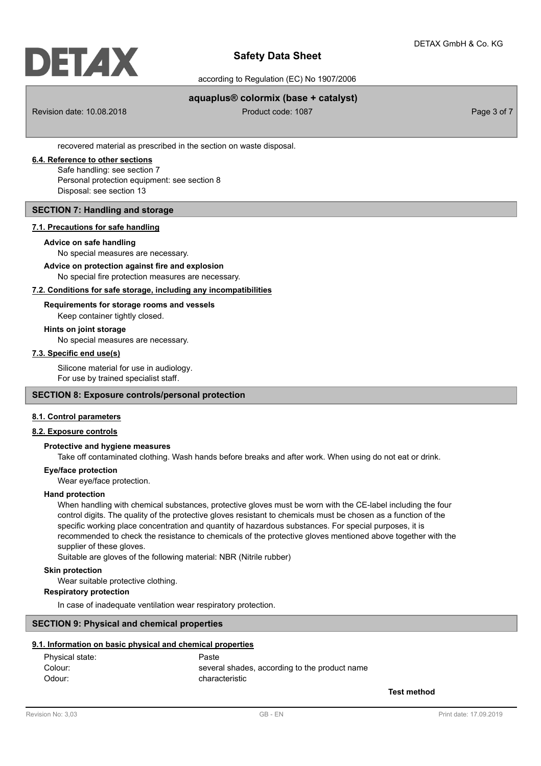recovered material as prescribed in the section on waste disposal.

#### 6.4. Reference to other sections

Safe handling: see section 7
Personal protection equipment: see section 8
Disposal: see section 13

## SECTION 7: Handling and storage

#### 7.1. Precautions for safe handling

**Advice on safe handling**

No special measures are necessary.

**Advice on protection against fire and explosion**

No special fire protection measures are necessary.

#### 7.2. Conditions for safe storage, including any incompatibilities

**Requirements for storage rooms and vessels**

Keep container tightly closed.

**Hints on joint storage**

No special measures are necessary.

#### 7.3. Specific end use(s)

Silicone material for use in audiology.
For use by trained specialist staff.

## SECTION 8: Exposure controls/personal protection

#### 8.1. Control parameters

#### 8.2. Exposure controls

**Protective and hygiene measures**

Take off contaminated clothing. Wash hands before breaks and after work. When using do not eat or drink.

**Eye/face protection**

Wear eye/face protection.

**Hand protection**

When handling with chemical substances, protective gloves must be worn with the CE-label including the four control digits. The quality of the protective gloves resistant to chemicals must be chosen as a function of the specific working place concentration and quantity of hazardous substances. For special purposes, it is recommended to check the resistance to chemicals of the protective gloves mentioned above together with the supplier of these gloves.

Suitable are gloves of the following material: NBR (Nitrile rubber)

**Skin protection**

Wear suitable protective clothing.

**Respiratory protection**

In case of inadequate ventilation wear respiratory protection.

## SECTION 9: Physical and chemical properties

#### 9.1. Information on basic physical and chemical properties

| | | |
|---|---|---|
| Physical state: | Paste | |
| Colour: | several shades, according to the product name | |
| Odour: | characteristic | |
| | | **Test method** |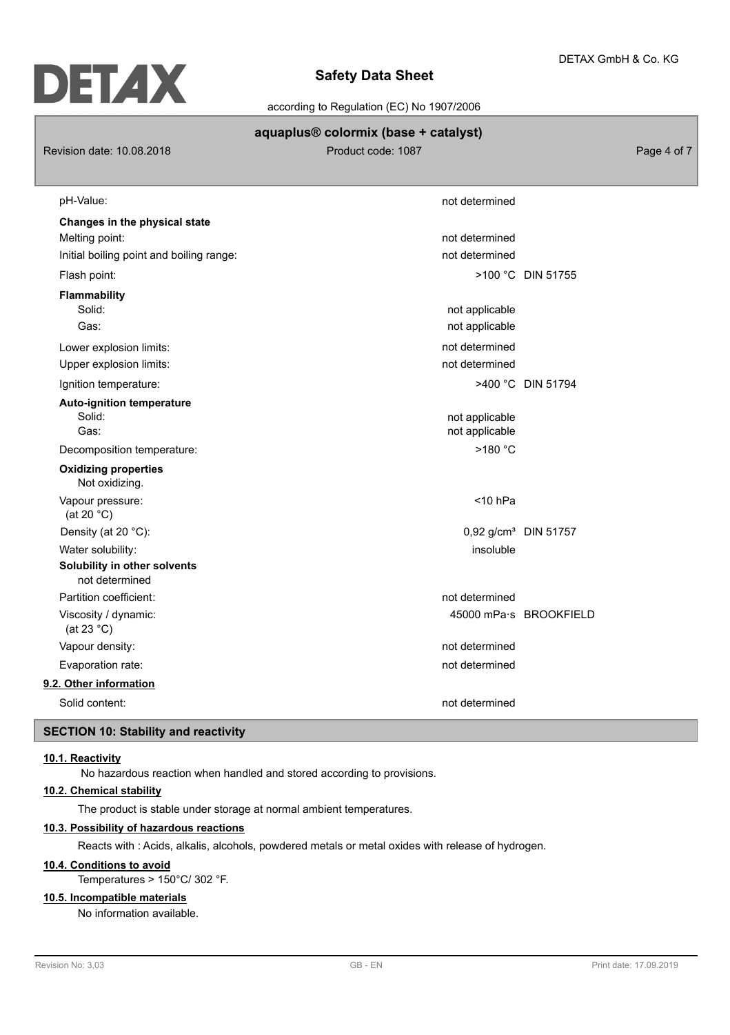| Property | Value | Method |
|---|---|---|
| pH-Value: | not determined | |
| **Changes in the physical state** | | |
| Melting point: | not determined | |
| Initial boiling point and boiling range: | not determined | |
| Flash point: | >100 °C | DIN 51755 |
| **Flammability** | | |
| Solid: | not applicable | |
| Gas: | not applicable | |
| Lower explosion limits: | not determined | |
| Upper explosion limits: | not determined | |
| Ignition temperature: | >400 °C | DIN 51794 |
| **Auto-ignition temperature** | | |
| Solid: | not applicable | |
| Gas: | not applicable | |
| Decomposition temperature: | >180 °C | |
| **Oxidizing properties** | | |
| Not oxidizing. | | |
| Vapour pressure: (at 20 °C) | <10 hPa | |
| Density (at 20 °C): | 0,92 g/cm³ | DIN 51757 |
| Water solubility: | insoluble | |
| **Solubility in other solvents** | | |
| not determined | | |
| Partition coefficient: | not determined | |
| Viscosity / dynamic: (at 23 °C) | 45000 mPa·s | BROOKFIELD |
| Vapour density: | not determined | |
| Evaporation rate: | not determined | |

**9.2. Other information**

| Property | Value |
|---|---|
| Solid content: | not determined |

## SECTION 10: Stability and reactivity

**10.1. Reactivity**

No hazardous reaction when handled and stored according to provisions.

**10.2. Chemical stability**

The product is stable under storage at normal ambient temperatures.

**10.3. Possibility of hazardous reactions**

Reacts with : Acids, alkalis, alcohols, powdered metals or metal oxides with release of hydrogen.

**10.4. Conditions to avoid**

Temperatures > 150°C/ 302 °F.

**10.5. Incompatible materials**

No information available.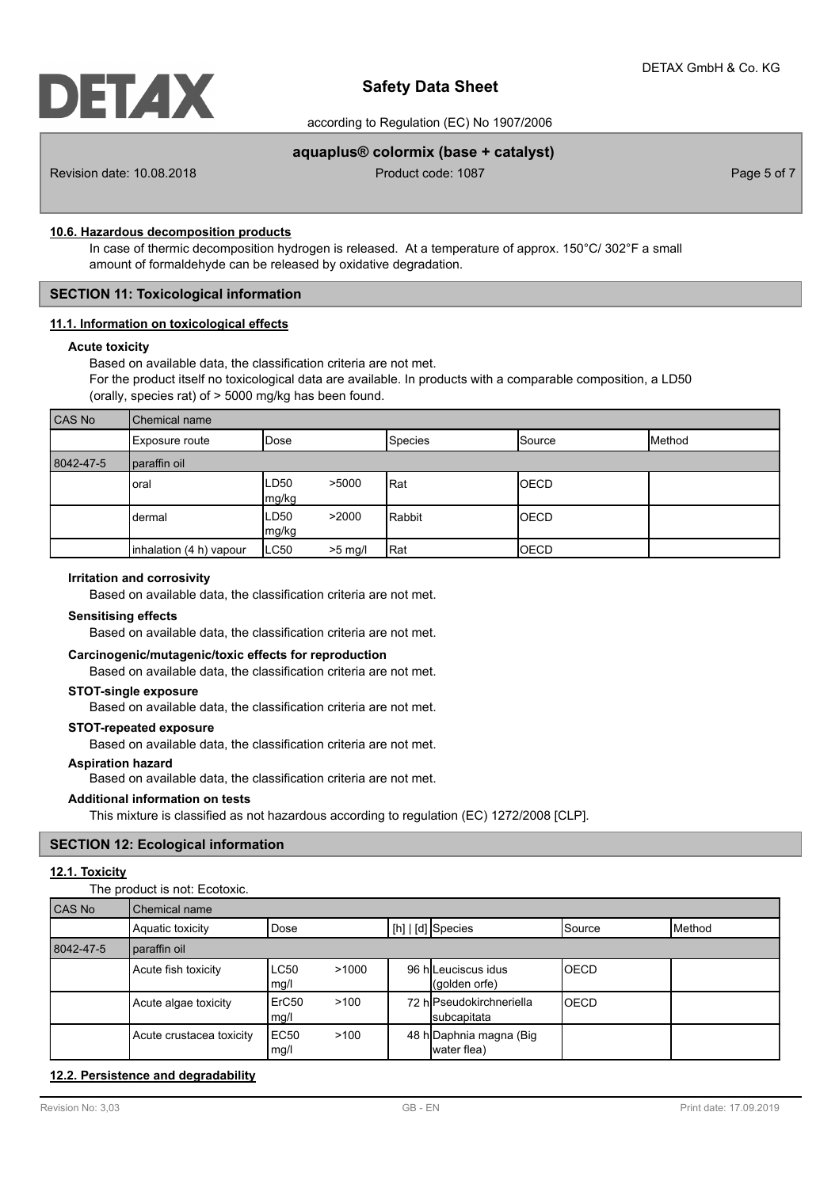### 10.6. Hazardous decomposition products

In case of thermic decomposition hydrogen is released. At a temperature of approx. 150°C/ 302°F a small amount of formaldehyde can be released by oxidative degradation.

## SECTION 11: Toxicological information

### 11.1. Information on toxicological effects

**Acute toxicity**

Based on available data, the classification criteria are not met.

For the product itself no toxicological data are available. In products with a comparable composition, a LD50 (orally, species rat) of > 5000 mg/kg has been found.

| CAS No | Chemical name | | | | |
|---|---|---|---|---|---|
| | Exposure route | Dose | Species | Source | Method |
| 8042-47-5 | paraffin oil | | | | |
| | oral | LD50 >5000 mg/kg | Rat | OECD | |
| | dermal | LD50 >2000 mg/kg | Rabbit | OECD | |
| | inhalation (4 h) vapour | LC50 >5 mg/l | Rat | OECD | |

**Irritation and corrosivity**

Based on available data, the classification criteria are not met.

**Sensitising effects**

Based on available data, the classification criteria are not met.

**Carcinogenic/mutagenic/toxic effects for reproduction**

Based on available data, the classification criteria are not met.

**STOT-single exposure**

Based on available data, the classification criteria are not met.

**STOT-repeated exposure**

Based on available data, the classification criteria are not met.

**Aspiration hazard**

Based on available data, the classification criteria are not met.

**Additional information on tests**

This mixture is classified as not hazardous according to regulation (EC) 1272/2008 [CLP].

## SECTION 12: Ecological information

### 12.1. Toxicity

The product is not: Ecotoxic.

| CAS No | Chemical name | | | | | |
|---|---|---|---|---|---|---|
| | Aquatic toxicity | Dose | [h] \| [d] | Species | Source | Method |
| 8042-47-5 | paraffin oil | | | | | |
| | Acute fish toxicity | LC50 >1000 mg/l | 96 h | Leuciscus idus (golden orfe) | OECD | |
| | Acute algae toxicity | ErC50 >100 mg/l | 72 h | Pseudokirchneriella subcapitata | OECD | |
| | Acute crustacea toxicity | EC50 >100 mg/l | 48 h | Daphnia magna (Big water flea) | | |

### 12.2. Persistence and degradability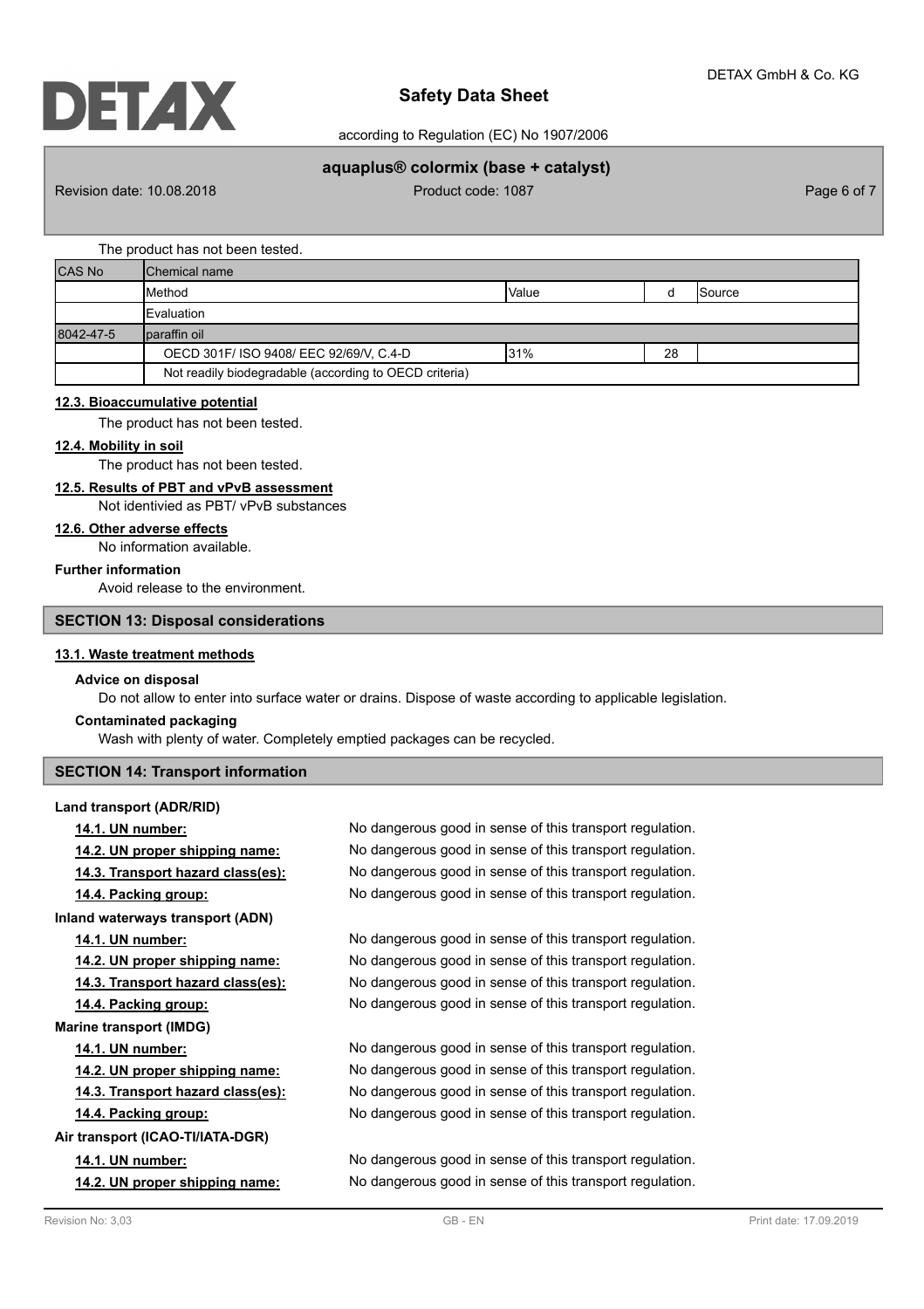The product has not been tested.

| CAS No | Chemical name | | | |
|---|---|---|---|---|
| | Method | Value | d | Source |
| | Evaluation | | | |
| 8042-47-5 | paraffin oil | | | |
| | OECD 301F/ ISO 9408/ EEC 92/69/V, C.4-D | 31% | 28 | |
| | Not readily biodegradable (according to OECD criteria) | | | |

### 12.3. Bioaccumulative potential

The product has not been tested.

### 12.4. Mobility in soil

The product has not been tested.

### 12.5. Results of PBT and vPvB assessment

Not identivied as PBT/ vPvB substances

### 12.6. Other adverse effects

No information available.

**Further information**

Avoid release to the environment.

## SECTION 13: Disposal considerations

### 13.1. Waste treatment methods

**Advice on disposal**

Do not allow to enter into surface water or drains. Dispose of waste according to applicable legislation.

**Contaminated packaging**

Wash with plenty of water. Completely emptied packages can be recycled.

## SECTION 14: Transport information

**Land transport (ADR/RID)**

**14.1. UN number:** No dangerous good in sense of this transport regulation.

**14.2. UN proper shipping name:** No dangerous good in sense of this transport regulation.

**14.3. Transport hazard class(es):** No dangerous good in sense of this transport regulation.

**14.4. Packing group:** No dangerous good in sense of this transport regulation.

**Inland waterways transport (ADN)**

**14.1. UN number:** No dangerous good in sense of this transport regulation.

**14.2. UN proper shipping name:** No dangerous good in sense of this transport regulation.

**14.3. Transport hazard class(es):** No dangerous good in sense of this transport regulation.

**14.4. Packing group:** No dangerous good in sense of this transport regulation.

**Marine transport (IMDG)**

**14.1. UN number:** No dangerous good in sense of this transport regulation.

**14.2. UN proper shipping name:** No dangerous good in sense of this transport regulation.

**14.3. Transport hazard class(es):** No dangerous good in sense of this transport regulation.

**14.4. Packing group:** No dangerous good in sense of this transport regulation.

**Air transport (ICAO-TI/IATA-DGR)**

**14.1. UN number:** No dangerous good in sense of this transport regulation.

**14.2. UN proper shipping name:** No dangerous good in sense of this transport regulation.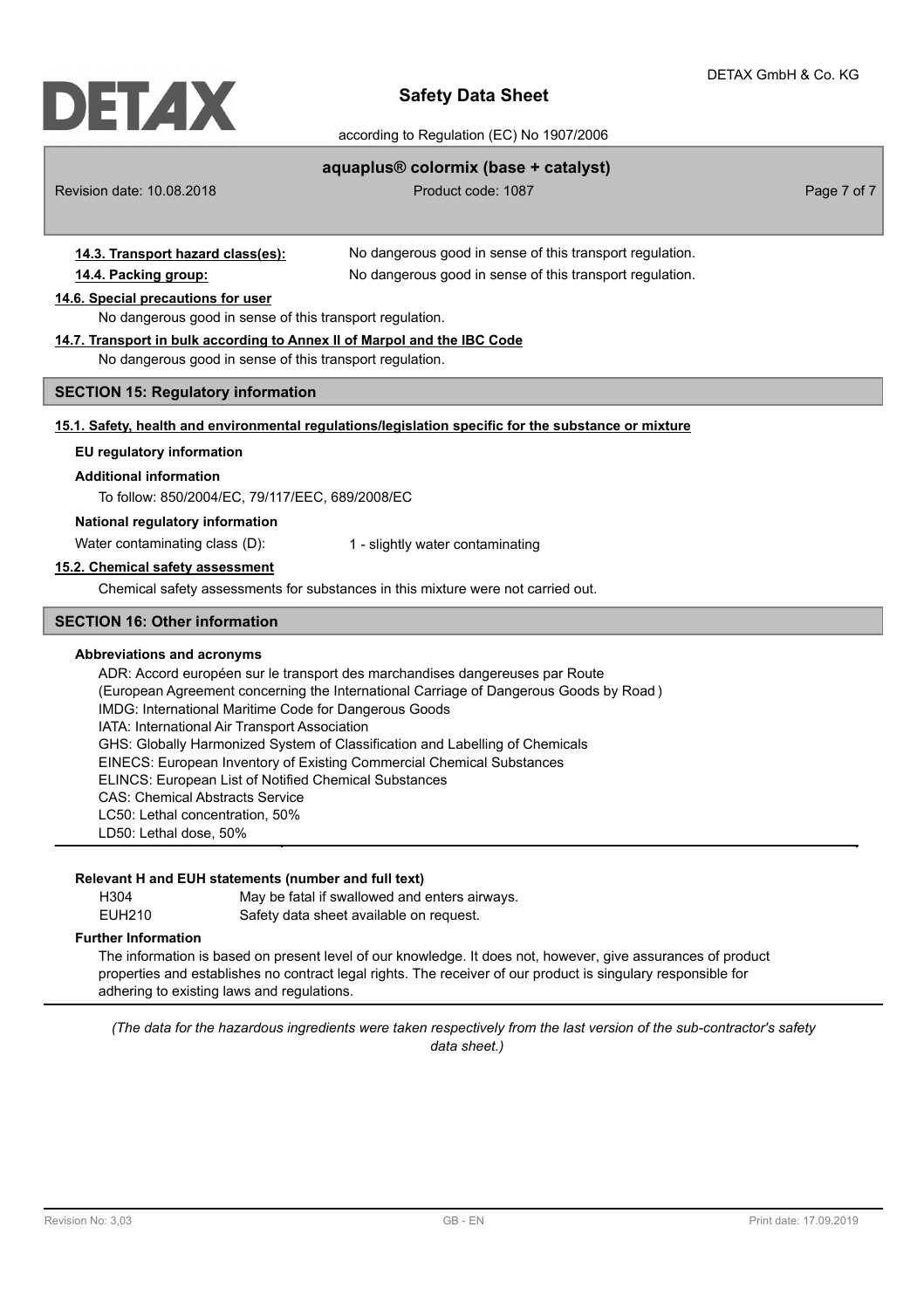**14.3. Transport hazard class(es):** No dangerous good in sense of this transport regulation.

**14.4. Packing group:** No dangerous good in sense of this transport regulation.

**14.6. Special precautions for user**

No dangerous good in sense of this transport regulation.

**14.7. Transport in bulk according to Annex II of Marpol and the IBC Code**

No dangerous good in sense of this transport regulation.

## SECTION 15: Regulatory information

**15.1. Safety, health and environmental regulations/legislation specific for the substance or mixture**

**EU regulatory information**

**Additional information**

To follow: 850/2004/EC, 79/117/EEC, 689/2008/EC

**National regulatory information**

Water contaminating class (D): 1 - slightly water contaminating

**15.2. Chemical safety assessment**

Chemical safety assessments for substances in this mixture were not carried out.

## SECTION 16: Other information

**Abbreviations and acronyms**

ADR: Accord européen sur le transport des marchandises dangereuses par Route
(European Agreement concerning the International Carriage of Dangerous Goods by Road )
IMDG: International Maritime Code for Dangerous Goods
IATA: International Air Transport Association
GHS: Globally Harmonized System of Classification and Labelling of Chemicals
EINECS: European Inventory of Existing Commercial Chemical Substances
ELINCS: European List of Notified Chemical Substances
CAS: Chemical Abstracts Service
LC50: Lethal concentration, 50%
LD50: Lethal dose, 50%

**Relevant H and EUH statements (number and full text)**

| | |
|---|---|
| H304 | May be fatal if swallowed and enters airways. |
| EUH210 | Safety data sheet available on request. |

**Further Information**

The information is based on present level of our knowledge. It does not, however, give assurances of product properties and establishes no contract legal rights. The receiver of our product is singulary responsible for adhering to existing laws and regulations.

*(The data for the hazardous ingredients were taken respectively from the last version of the sub-contractor's safety data sheet.)*